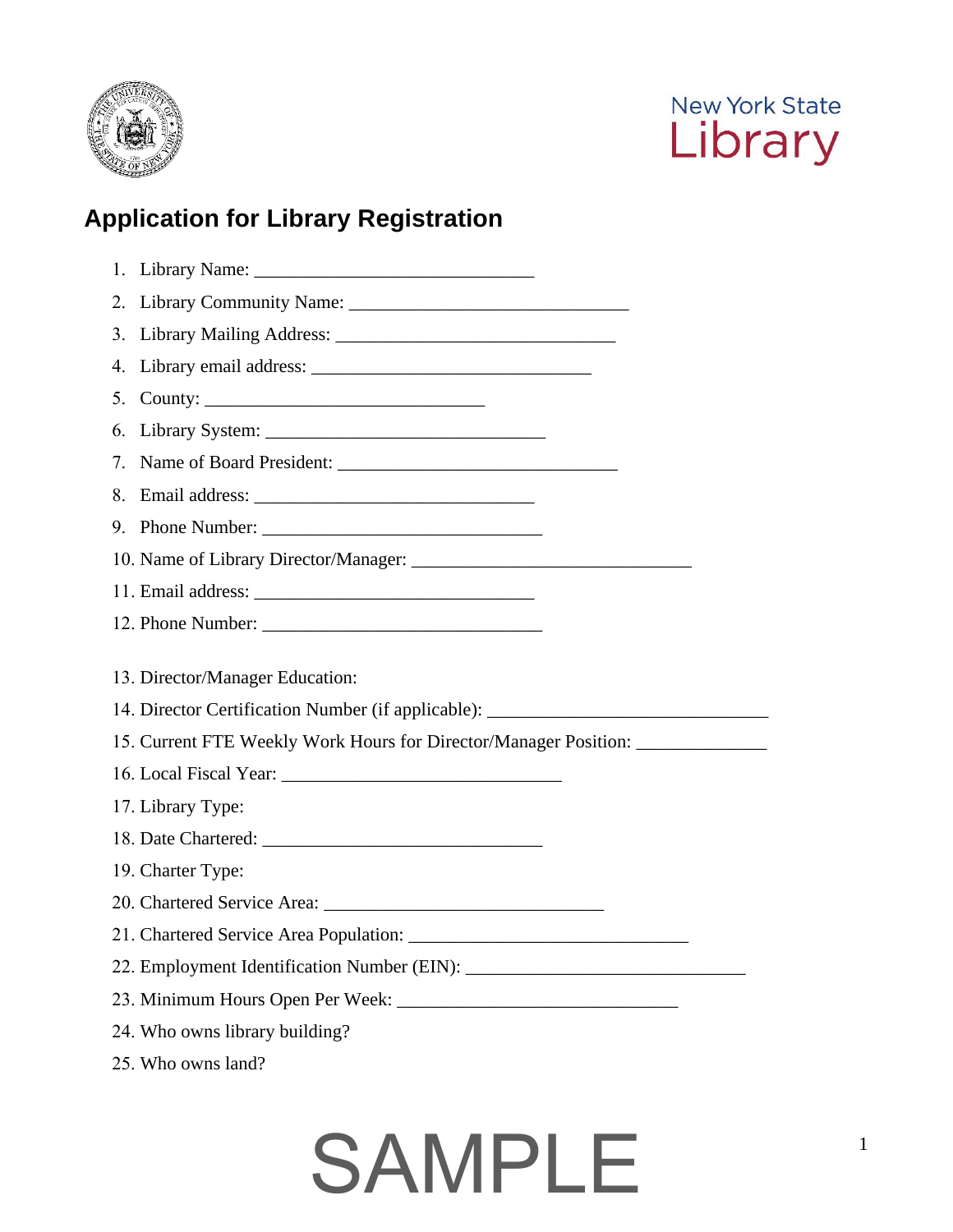New York State Library

# Application for Library Registration

1. Library Name: ______________________________
2. Library Community Name: ______________________________
3. Library Mailing Address: ______________________________
4. Library email address: ______________________________
5. County: ______________________________
6. Library System: ______________________________
7. Name of Board President: ______________________________
8. Email address: ______________________________
9. Phone Number: ______________________________
10. Name of Library Director/Manager: ______________________________
11. Email address: ______________________________
12. Phone Number: ______________________________
13. Director/Manager Education:
14. Director Certification Number (if applicable): ______________________________
15. Current FTE Weekly Work Hours for Director/Manager Position: _____________
16. Local Fiscal Year: ______________________________
17. Library Type:
18. Date Chartered: ______________________________
19. Charter Type:
20. Chartered Service Area: ______________________________
21. Chartered Service Area Population: ______________________________
22. Employment Identification Number (EIN): ______________________________
23. Minimum Hours Open Per Week: ______________________________
24. Who owns library building?
25. Who owns land?

SAMPLE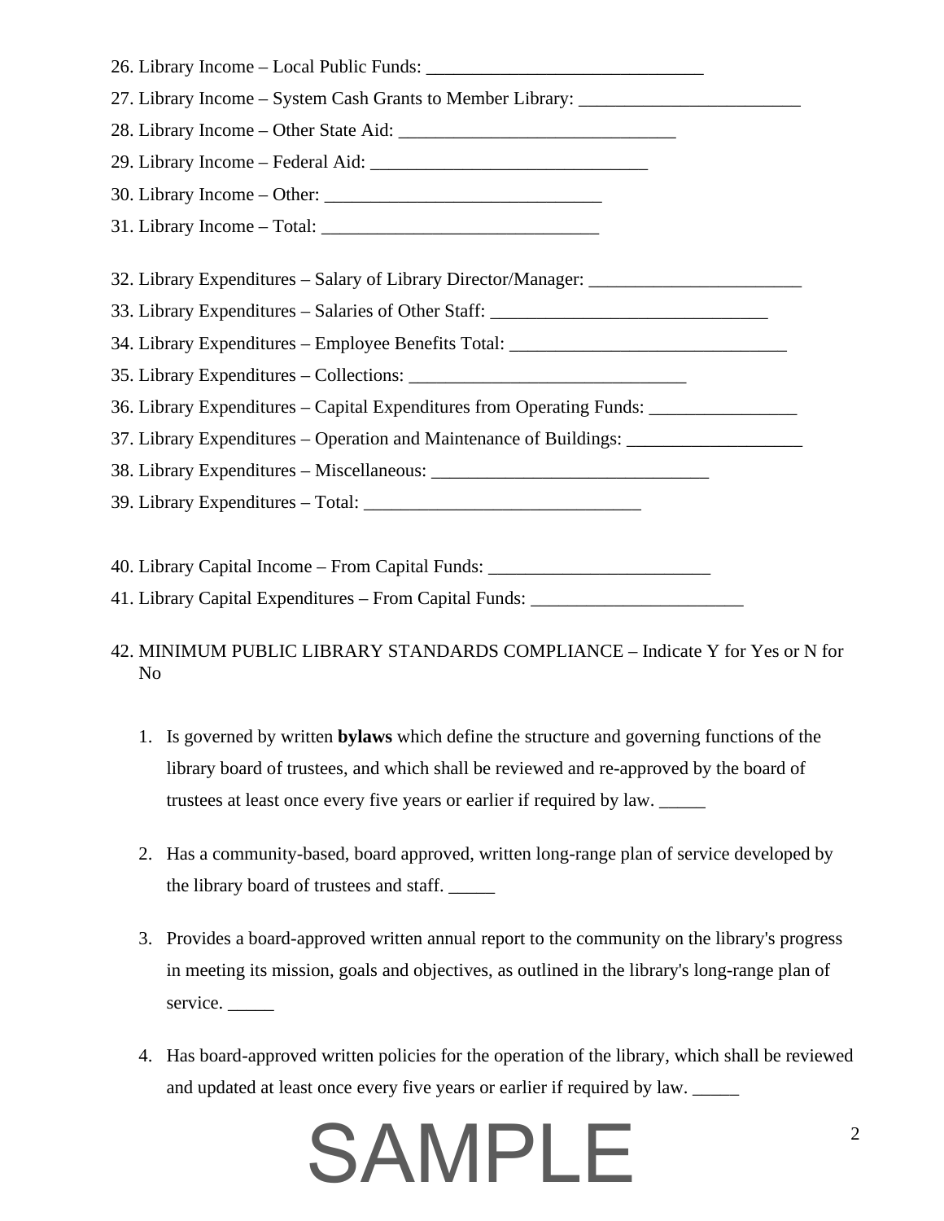26. Library Income – Local Public Funds: _______________________________

27. Library Income – System Cash Grants to Member Library: _________________________

28. Library Income – Other State Aid: _______________________________

29. Library Income – Federal Aid: _______________________________

30. Library Income – Other: _______________________________

31. Library Income – Total: _______________________________

32. Library Expenditures – Salary of Library Director/Manager: ________________________

33. Library Expenditures – Salaries of Other Staff: _______________________________

34. Library Expenditures – Employee Benefits Total: _______________________________

35. Library Expenditures – Collections: _______________________________

36. Library Expenditures – Capital Expenditures from Operating Funds: _________________

37. Library Expenditures – Operation and Maintenance of Buildings: ___________________

38. Library Expenditures – Miscellaneous: _______________________________

39. Library Expenditures – Total: _______________________________

40. Library Capital Income – From Capital Funds: _________________________

41. Library Capital Expenditures – From Capital Funds: ________________________

42. MINIMUM PUBLIC LIBRARY STANDARDS COMPLIANCE – Indicate Y for Yes or N for No

    1. Is governed by written **bylaws** which define the structure and governing functions of the library board of trustees, and which shall be reviewed and re-approved by the board of trustees at least once every five years or earlier if required by law. _____

    2. Has a community-based, board approved, written long-range plan of service developed by the library board of trustees and staff. _____

    3. Provides a board-approved written annual report to the community on the library's progress in meeting its mission, goals and objectives, as outlined in the library's long-range plan of service. _____

    4. Has board-approved written policies for the operation of the library, which shall be reviewed and updated at least once every five years or earlier if required by law. _____

SAMPLE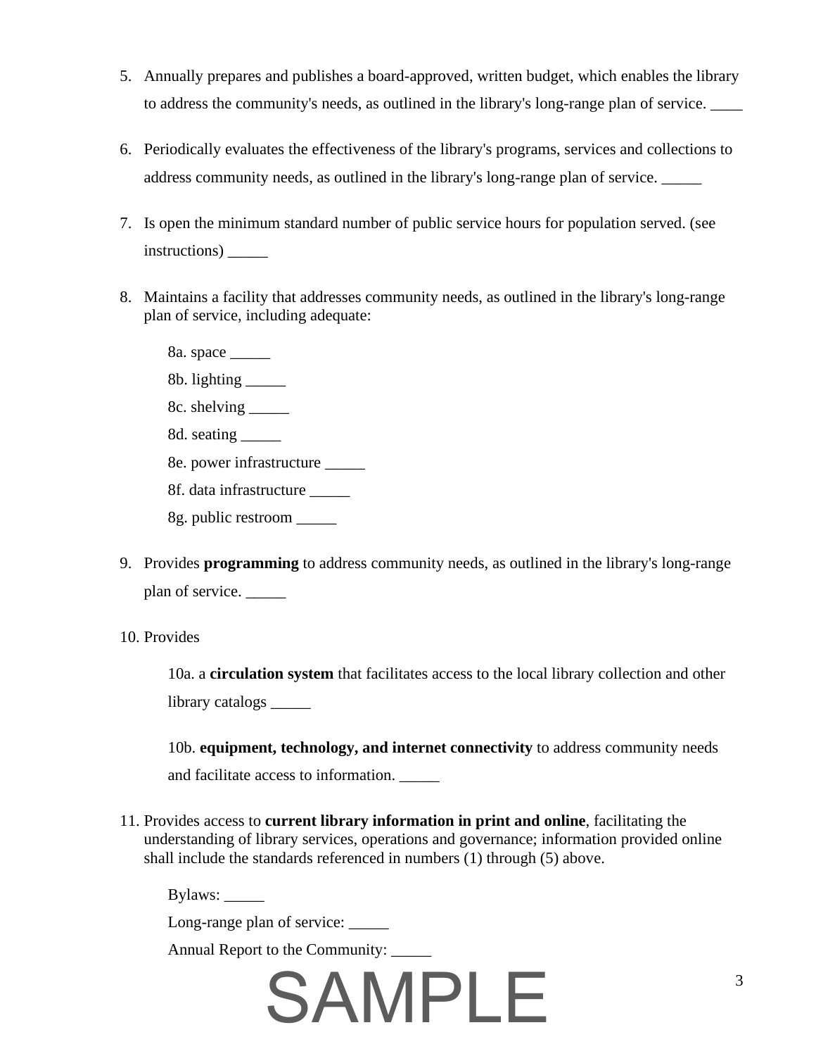5. Annually prepares and publishes a board-approved, written budget, which enables the library to address the community's needs, as outlined in the library's long-range plan of service. ____

6. Periodically evaluates the effectiveness of the library's programs, services and collections to address community needs, as outlined in the library's long-range plan of service. _____

7. Is open the minimum standard number of public service hours for population served. (see instructions) _____

8. Maintains a facility that addresses community needs, as outlined in the library's long-range plan of service, including adequate:

   8a. space _____

   8b. lighting _____

   8c. shelving _____

   8d. seating _____

   8e. power infrastructure _____

   8f. data infrastructure _____

   8g. public restroom _____

9. Provides **programming** to address community needs, as outlined in the library's long-range plan of service. _____

10. Provides

    10a. a **circulation system** that facilitates access to the local library collection and other library catalogs _____

    10b. **equipment, technology, and internet connectivity** to address community needs and facilitate access to information. _____

11. Provides access to **current library information in print and online**, facilitating the understanding of library services, operations and governance; information provided online shall include the standards referenced in numbers (1) through (5) above.

    Bylaws: _____

    Long-range plan of service: _____

    Annual Report to the Community: _____

SAMPLE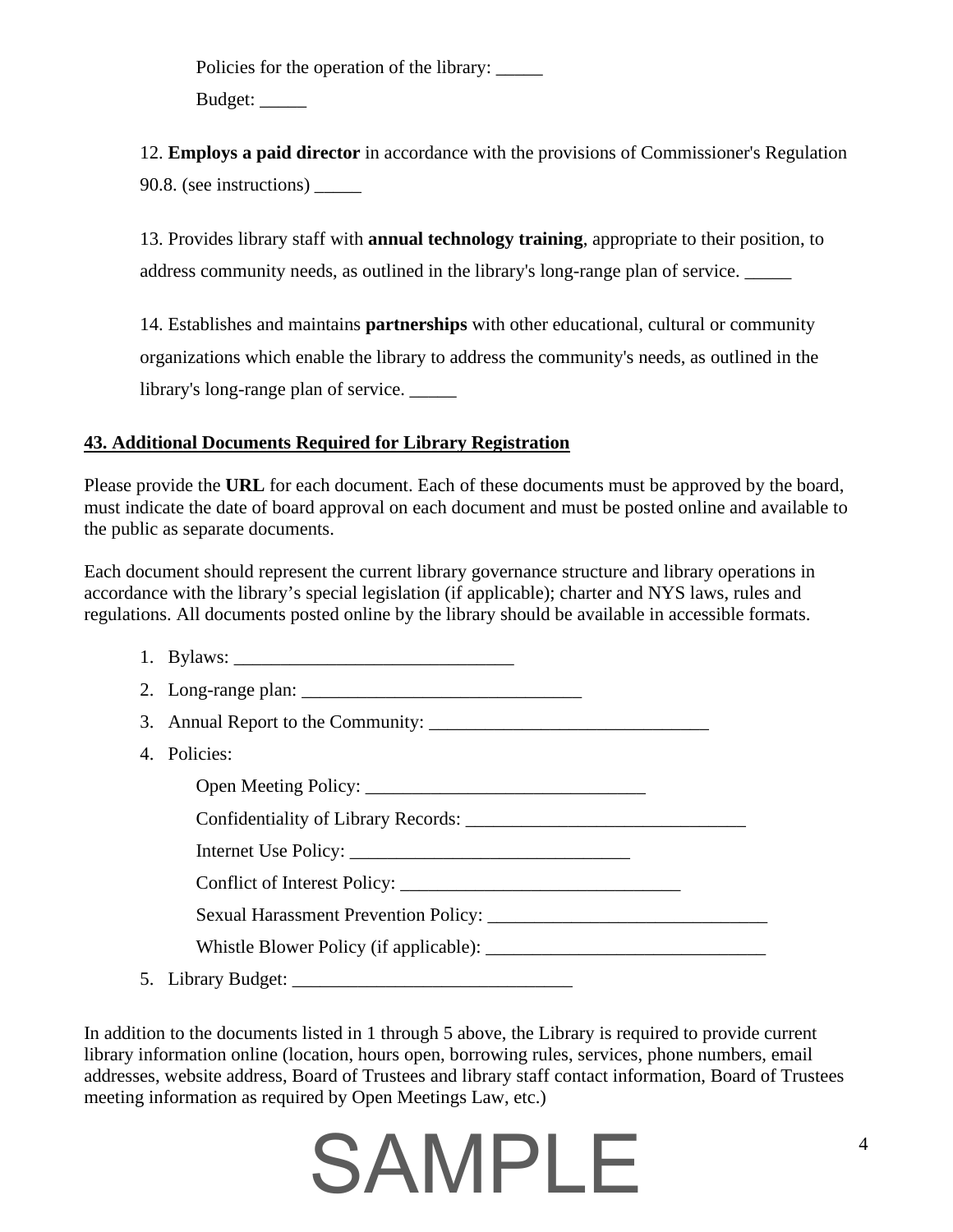Policies for the operation of the library: _____

Budget: _____

12. **Employs a paid director** in accordance with the provisions of Commissioner's Regulation 90.8. (see instructions) _____

13. Provides library staff with **annual technology training**, appropriate to their position, to address community needs, as outlined in the library's long-range plan of service. _____

14. Establishes and maintains **partnerships** with other educational, cultural or community organizations which enable the library to address the community's needs, as outlined in the library's long-range plan of service. _____

## 43. Additional Documents Required for Library Registration

Please provide the **URL** for each document. Each of these documents must be approved by the board, must indicate the date of board approval on each document and must be posted online and available to the public as separate documents.

Each document should represent the current library governance structure and library operations in accordance with the library's special legislation (if applicable); charter and NYS laws, rules and regulations. All documents posted online by the library should be available in accessible formats.

1. Bylaws: ______________________________
2. Long-range plan: ______________________________
3. Annual Report to the Community: ______________________________
4. Policies:

   Open Meeting Policy: ______________________________

   Confidentiality of Library Records: ______________________________

   Internet Use Policy: ______________________________

   Conflict of Interest Policy: ______________________________

   Sexual Harassment Prevention Policy: ______________________________

   Whistle Blower Policy (if applicable): ______________________________
5. Library Budget: ______________________________

In addition to the documents listed in 1 through 5 above, the Library is required to provide current library information online (location, hours open, borrowing rules, services, phone numbers, email addresses, website address, Board of Trustees and library staff contact information, Board of Trustees meeting information as required by Open Meetings Law, etc.)

SAMPLE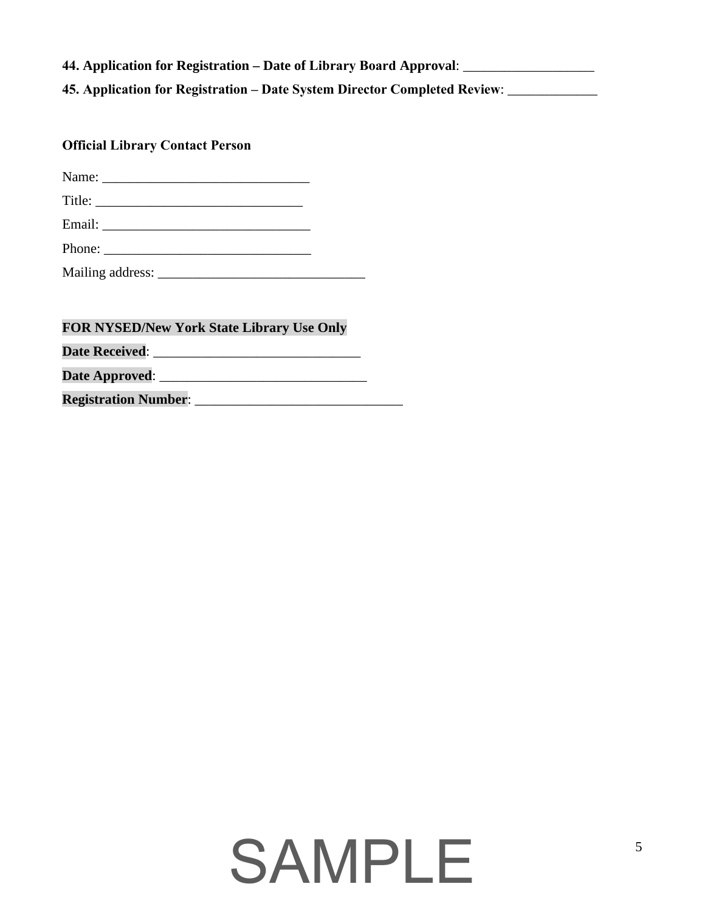**44. Application for Registration – Date of Library Board Approval**: ___________________

**45. Application for Registration – Date System Director Completed Review**: _____________

**Official Library Contact Person**

Name: ______________________________

Title: ______________________________

Email: ______________________________

Phone: ______________________________

Mailing address: ______________________________

**FOR NYSED/New York State Library Use Only**

**Date Received**: ______________________________

**Date Approved**: ______________________________

**Registration Number**: ______________________________

SAMPLE